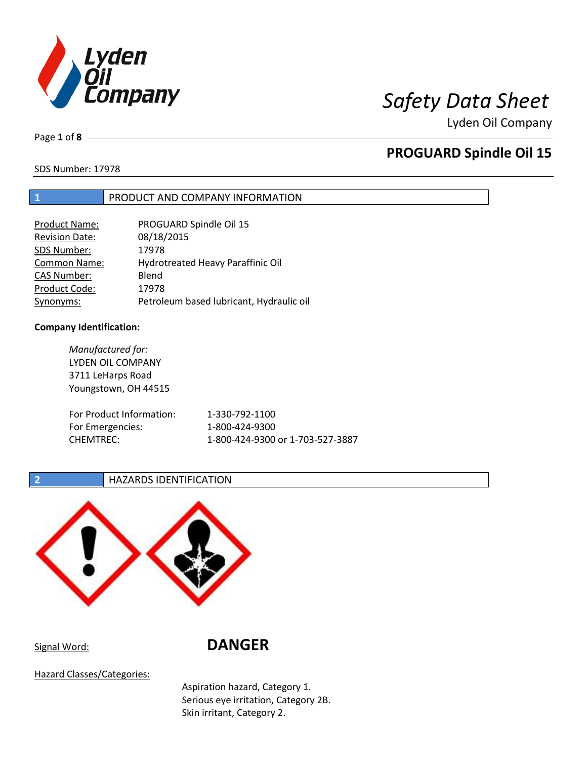# Safety Data Sheet

Lyden Oil Company

## PROGUARD Spindle Oil 15

SDS Number: 17978

## 1 PRODUCT AND COMPANY INFORMATION

| | |
|---|---|
| Product Name: | PROGUARD Spindle Oil 15 |
| Revision Date: | 08/18/2015 |
| SDS Number: | 17978 |
| Common Name: | Hydrotreated Heavy Paraffinic Oil |
| CAS Number: | Blend |
| Product Code: | 17978 |
| Synonyms: | Petroleum based lubricant, Hydraulic oil |

**Company Identification:**

*Manufactured for:*
LYDEN OIL COMPANY
3711 LeHarps Road
Youngstown, OH 44515

| | |
|---|---|
| For Product Information: | 1-330-792-1100 |
| For Emergencies: | 1-800-424-9300 |
| CHEMTREC: | 1-800-424-9300 or 1-703-527-3887 |

## 2 HAZARDS IDENTIFICATION

Signal Word: **DANGER**

Hazard Classes/Categories:

Aspiration hazard, Category 1.
Serious eye irritation, Category 2B.
Skin irritant, Category 2.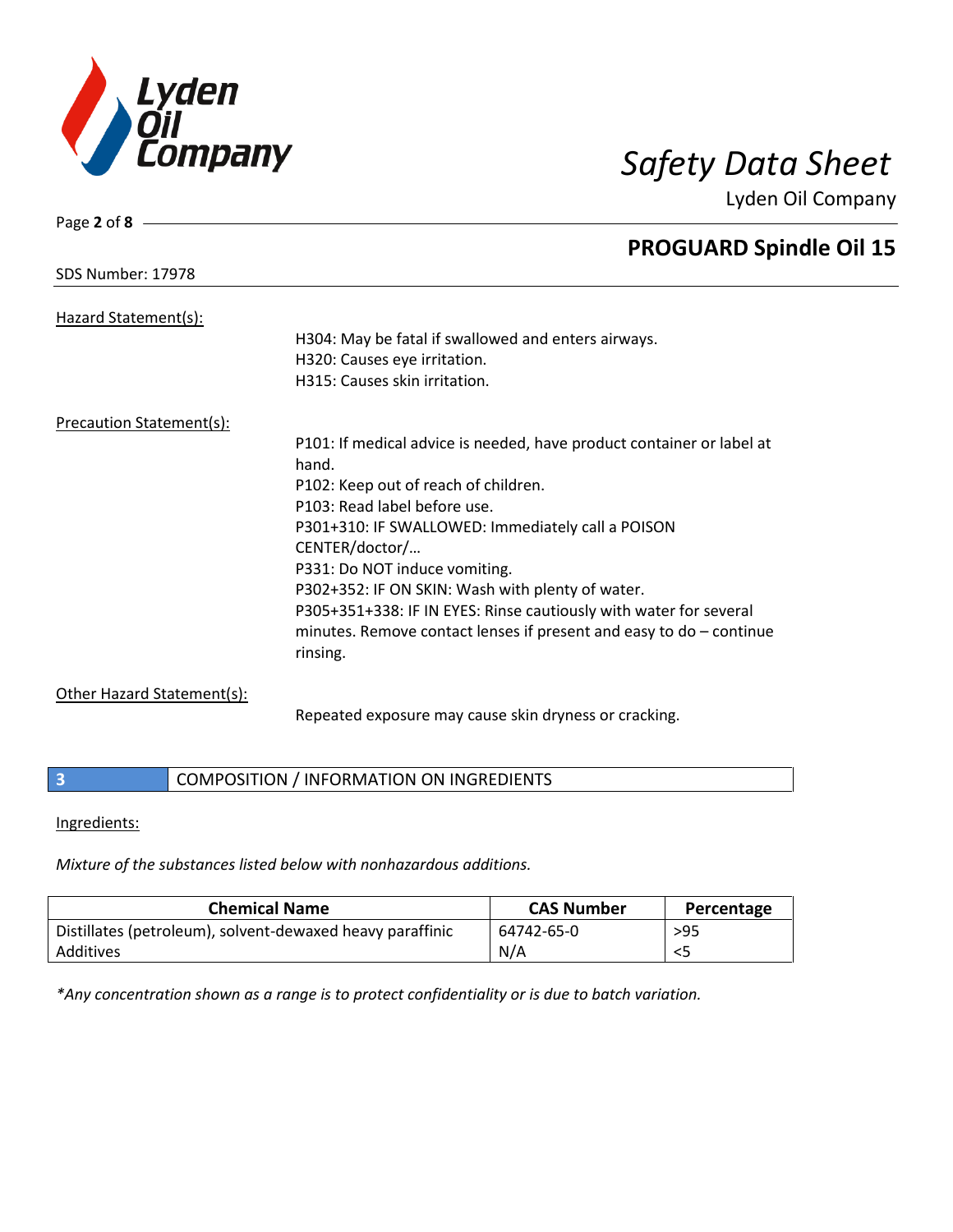SDS Number: 17978

Hazard Statement(s):

H304: May be fatal if swallowed and enters airways.
H320: Causes eye irritation.
H315: Causes skin irritation.

Precaution Statement(s):

P101: If medical advice is needed, have product container or label at hand.
P102: Keep out of reach of children.
P103: Read label before use.
P301+310: IF SWALLOWED: Immediately call a POISON CENTER/doctor/…
P331: Do NOT induce vomiting.
P302+352: IF ON SKIN: Wash with plenty of water.
P305+351+338: IF IN EYES: Rinse cautiously with water for several minutes. Remove contact lenses if present and easy to do – continue rinsing.

Other Hazard Statement(s):

Repeated exposure may cause skin dryness or cracking.

## 3 COMPOSITION / INFORMATION ON INGREDIENTS

Ingredients:

*Mixture of the substances listed below with nonhazardous additions.*

| Chemical Name | CAS Number | Percentage |
|---|---|---|
| Distillates (petroleum), solvent-dewaxed heavy paraffinic | 64742-65-0 | >95 |
| Additives | N/A | <5 |

*\*Any concentration shown as a range is to protect confidentiality or is due to batch variation.*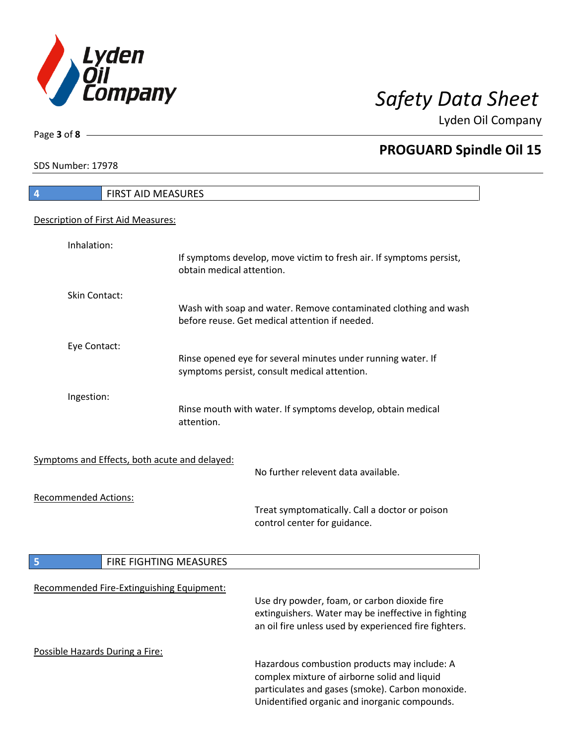## 4 FIRST AID MEASURES

Description of First Aid Measures:

Inhalation:
If symptoms develop, move victim to fresh air. If symptoms persist, obtain medical attention.

Skin Contact:
Wash with soap and water. Remove contaminated clothing and wash before reuse. Get medical attention if needed.

Eye Contact:
Rinse opened eye for several minutes under running water. If symptoms persist, consult medical attention.

Ingestion:
Rinse mouth with water. If symptoms develop, obtain medical attention.

Symptoms and Effects, both acute and delayed:
No further relevent data available.

Recommended Actions:
Treat symptomatically. Call a doctor or poison control center for guidance.

## 5 FIRE FIGHTING MEASURES

Recommended Fire-Extinguishing Equipment:
Use dry powder, foam, or carbon dioxide fire extinguishers. Water may be ineffective in fighting an oil fire unless used by experienced fire fighters.

Possible Hazards During a Fire:
Hazardous combustion products may include: A complex mixture of airborne solid and liquid particulates and gases (smoke). Carbon monoxide. Unidentified organic and inorganic compounds.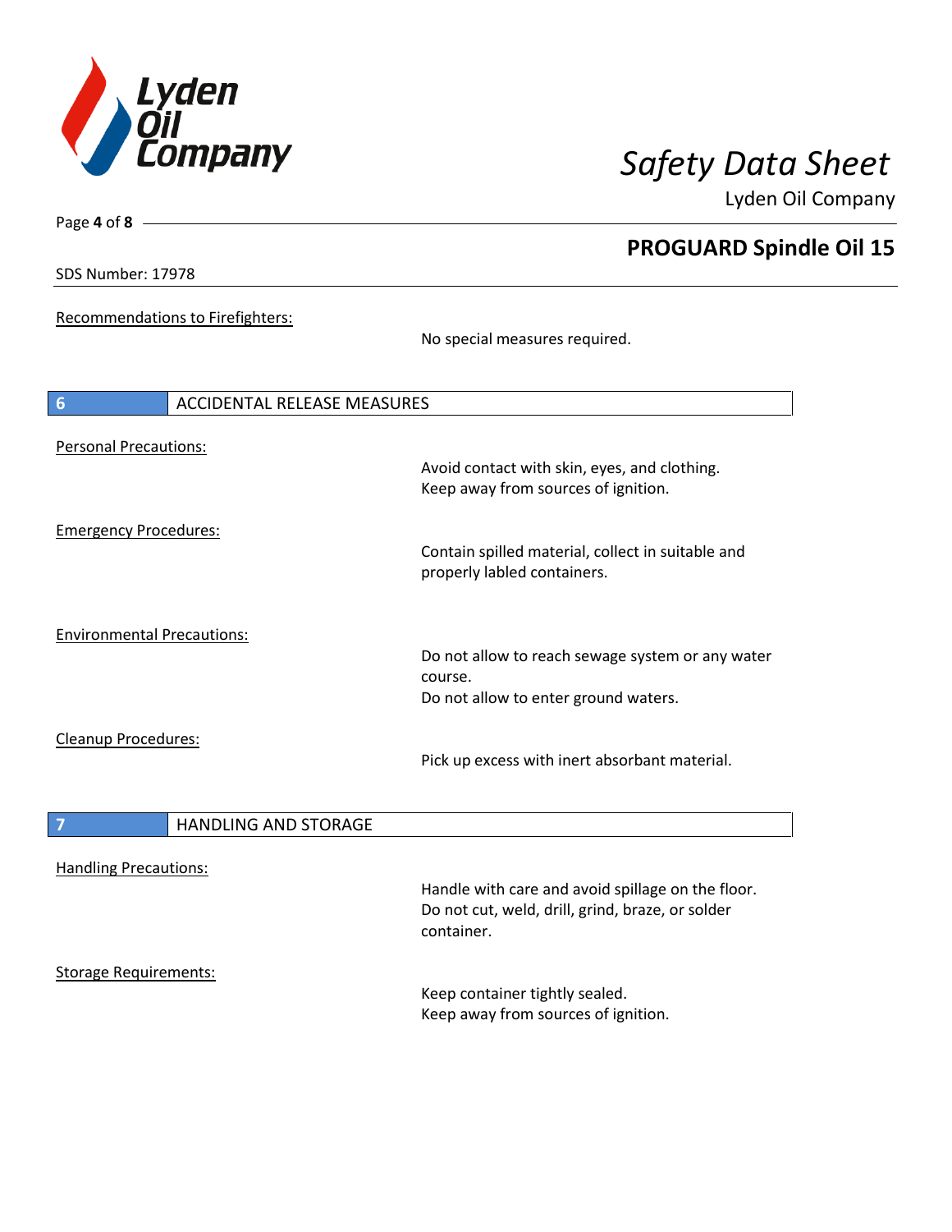Recommendations to Firefighters:

No special measures required.

## 6 ACCIDENTAL RELEASE MEASURES

Personal Precautions:

Avoid contact with skin, eyes, and clothing.
Keep away from sources of ignition.

Emergency Procedures:

Contain spilled material, collect in suitable and properly labled containers.

Environmental Precautions:

Do not allow to reach sewage system or any water course.
Do not allow to enter ground waters.

Cleanup Procedures:

Pick up excess with inert absorbant material.

## 7 HANDLING AND STORAGE

Handling Precautions:

Handle with care and avoid spillage on the floor.
Do not cut, weld, drill, grind, braze, or solder container.

Storage Requirements:

Keep container tightly sealed.
Keep away from sources of ignition.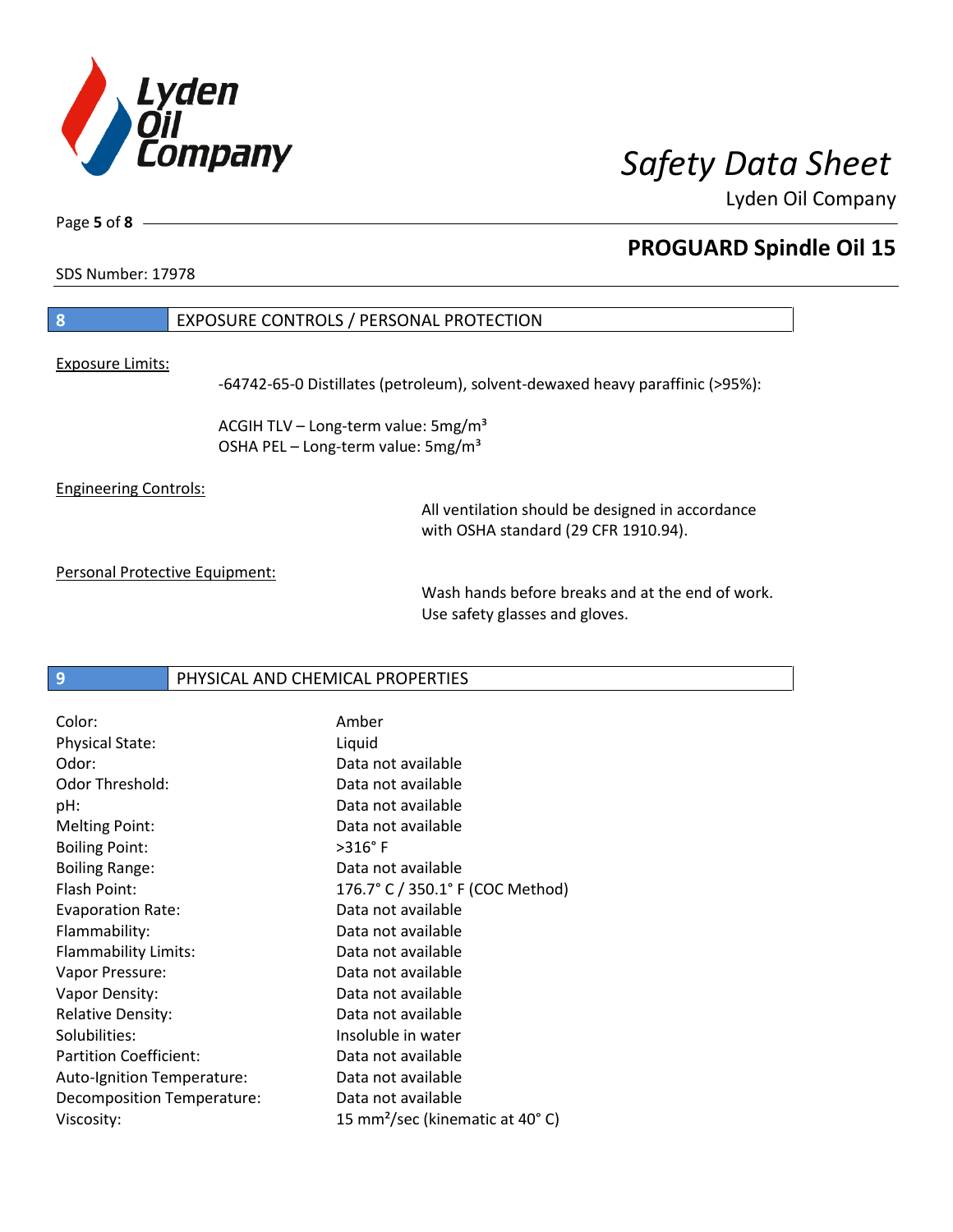SDS Number: 17978

## 8 EXPOSURE CONTROLS / PERSONAL PROTECTION

Exposure Limits:

-64742-65-0 Distillates (petroleum), solvent-dewaxed heavy paraffinic (>95%):

ACGIH TLV – Long-term value: 5mg/m³
OSHA PEL – Long-term value: 5mg/m³

Engineering Controls:

All ventilation should be designed in accordance with OSHA standard (29 CFR 1910.94).

Personal Protective Equipment:

Wash hands before breaks and at the end of work. Use safety glasses and gloves.

## 9 PHYSICAL AND CHEMICAL PROPERTIES

| | |
|---|---|
| Color: | Amber |
| Physical State: | Liquid |
| Odor: | Data not available |
| Odor Threshold: | Data not available |
| pH: | Data not available |
| Melting Point: | Data not available |
| Boiling Point: | >316° F |
| Boiling Range: | Data not available |
| Flash Point: | 176.7° C / 350.1° F (COC Method) |
| Evaporation Rate: | Data not available |
| Flammability: | Data not available |
| Flammability Limits: | Data not available |
| Vapor Pressure: | Data not available |
| Vapor Density: | Data not available |
| Relative Density: | Data not available |
| Solubilities: | Insoluble in water |
| Partition Coefficient: | Data not available |
| Auto-Ignition Temperature: | Data not available |
| Decomposition Temperature: | Data not available |
| Viscosity: | 15 mm²/sec (kinematic at 40° C) |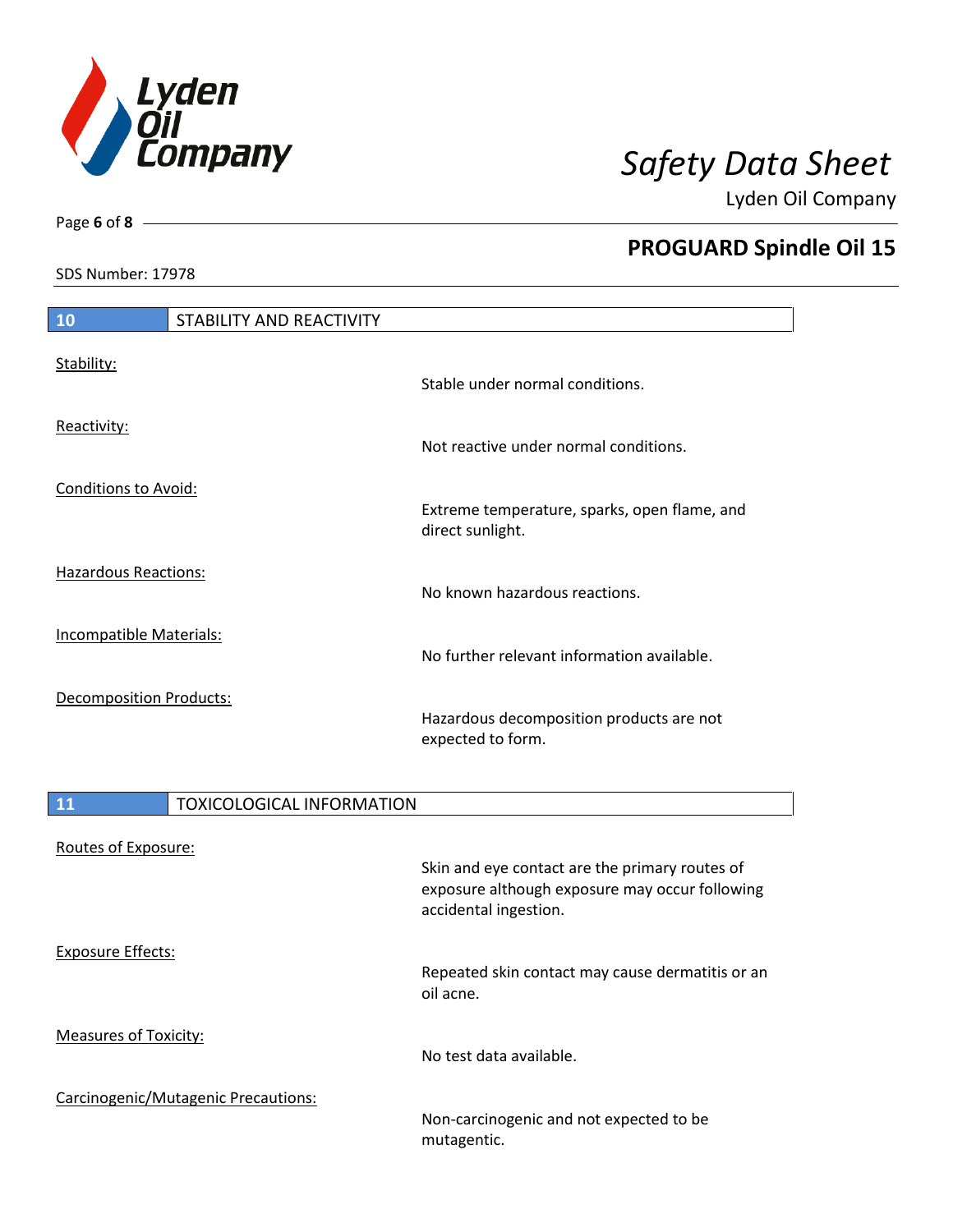## 10 STABILITY AND REACTIVITY

Stability:
Stable under normal conditions.

Reactivity:
Not reactive under normal conditions.

Conditions to Avoid:
Extreme temperature, sparks, open flame, and direct sunlight.

Hazardous Reactions:
No known hazardous reactions.

Incompatible Materials:
No further relevant information available.

Decomposition Products:
Hazardous decomposition products are not expected to form.

## 11 TOXICOLOGICAL INFORMATION

Routes of Exposure:
Skin and eye contact are the primary routes of exposure although exposure may occur following accidental ingestion.

Exposure Effects:
Repeated skin contact may cause dermatitis or an oil acne.

Measures of Toxicity:
No test data available.

Carcinogenic/Mutagenic Precautions:
Non-carcinogenic and not expected to be mutagentic.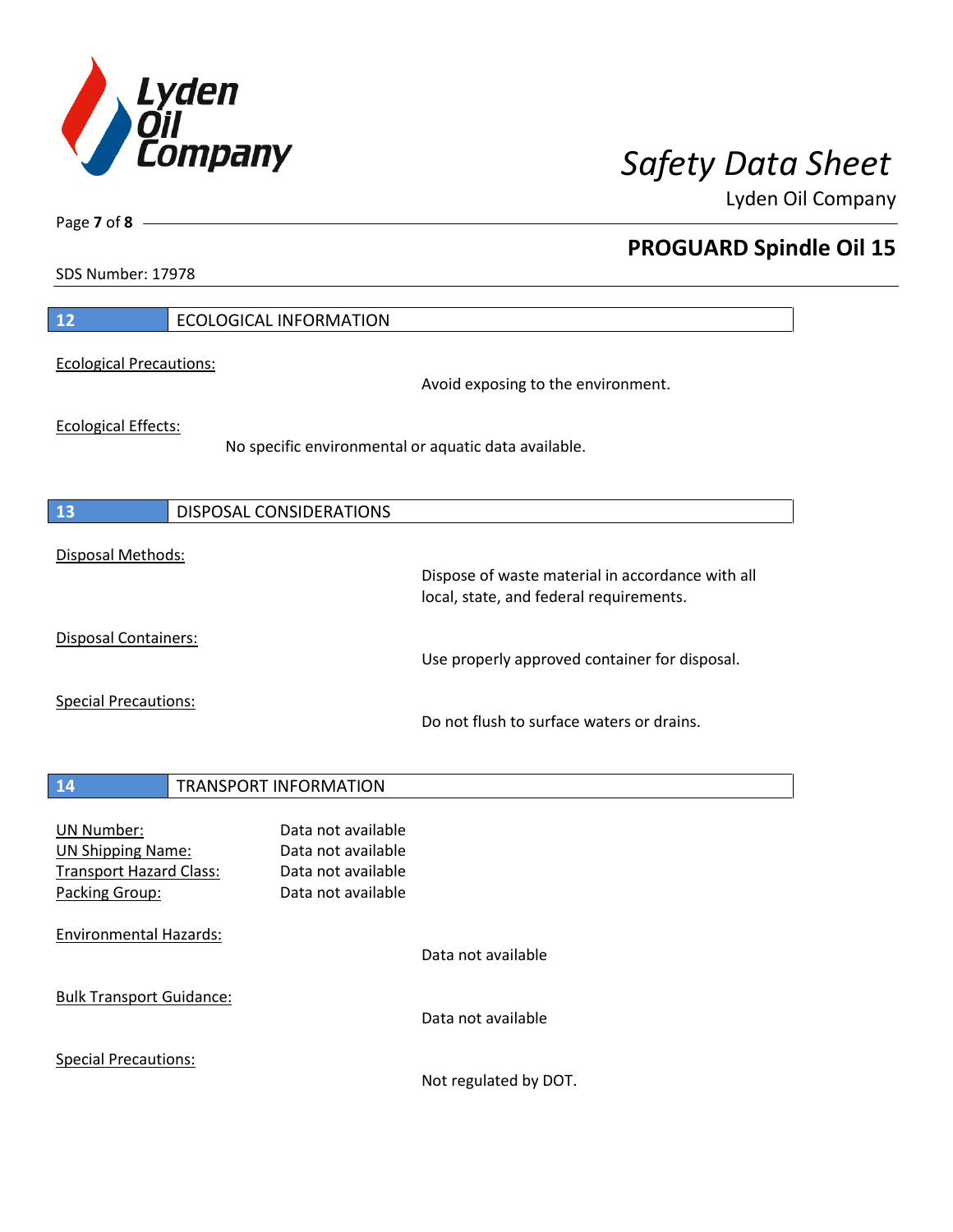## 12 ECOLOGICAL INFORMATION

Ecological Precautions:

Avoid exposing to the environment.

Ecological Effects:

No specific environmental or aquatic data available.

## 13 DISPOSAL CONSIDERATIONS

Disposal Methods:

Dispose of waste material in accordance with all local, state, and federal requirements.

Disposal Containers:

Use properly approved container for disposal.

Special Precautions:

Do not flush to surface waters or drains.

## 14 TRANSPORT INFORMATION

UN Number: Data not available
UN Shipping Name: Data not available
Transport Hazard Class: Data not available
Packing Group: Data not available

Environmental Hazards:

Data not available

Bulk Transport Guidance:

Data not available

Special Precautions:

Not regulated by DOT.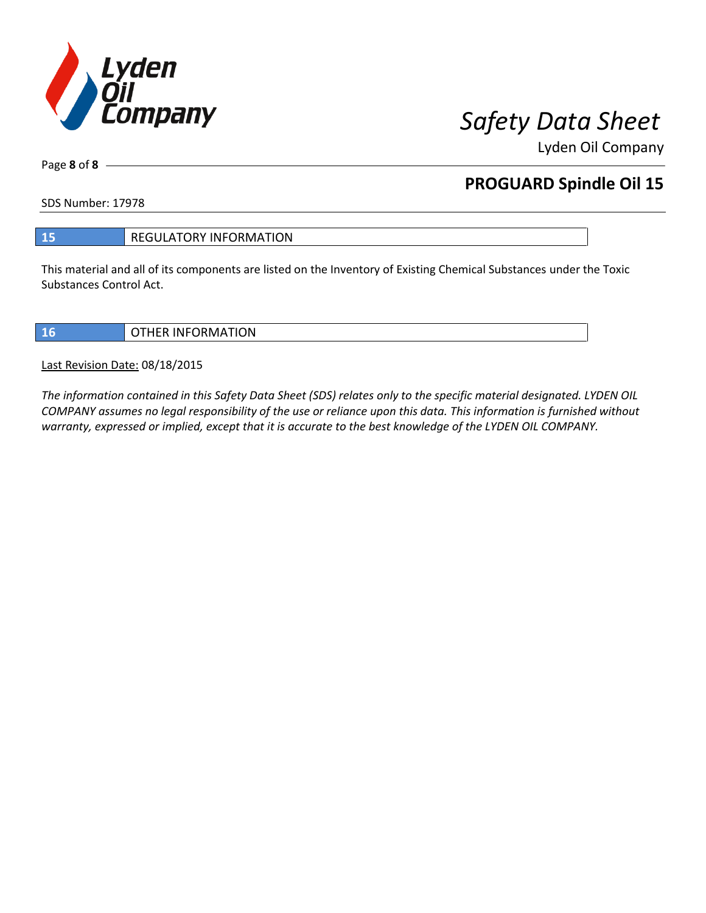## 15 REGULATORY INFORMATION

This material and all of its components are listed on the Inventory of Existing Chemical Substances under the Toxic Substances Control Act.

## 16 OTHER INFORMATION

Last Revision Date: 08/18/2015

*The information contained in this Safety Data Sheet (SDS) relates only to the specific material designated. LYDEN OIL COMPANY assumes no legal responsibility of the use or reliance upon this data. This information is furnished without warranty, expressed or implied, except that it is accurate to the best knowledge of the LYDEN OIL COMPANY.*